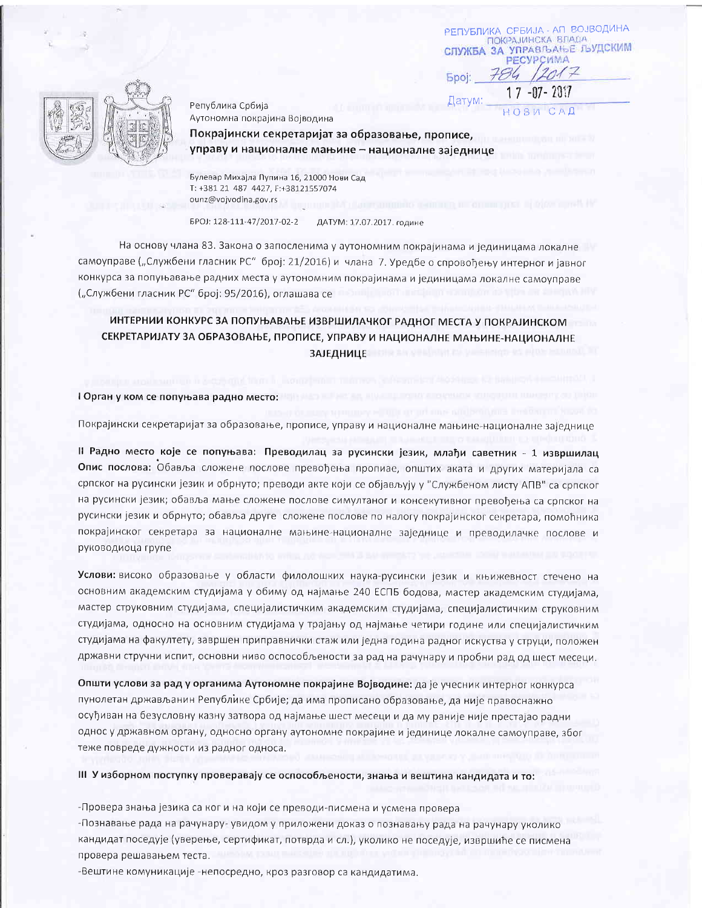РЕПУБЛИКА СРБИЈА - АП ВОЈВОДИНА
ПОКРАЈИНСКА ВЛАДА
СЛУЖБА ЗА УПРАВЉАЊЕ ЉУДСКИМ РЕСУРСИМА

Број: 784 /2017

Датум: 17-07-2017

НОВИ САД

Република Србија
Аутономна покрајина Војводина

**Покрајински секретаријат за образовање, прописе, управу и националне мањине – националне заједнице**

Булевар Михајла Пупина 16, 21000 Нови Сад
Т: +381 21 487 4427, Ф:+38121557074
ounz@vojvodina.gov.rs

БРОЈ: 128-111-47/2017-02-2 ДАТУМ: 17.07.2017. године

На основу члана 83. Закона о запосленима у аутономним покрајинама и јединицама локалне самоуправе („Службени гласник РС" број: 21/2016) и члана 7. Уредбе о спровођењу интерног и јавног конкурса за попуњавање радних места у аутономним покрајинама и јединицама локалне самоуправе („Службени гласник РС" број: 95/2016), оглашава се

## ИНТЕРНИ КОНКУРС ЗА ПОПУЊАВАЊЕ ИЗВРШИЛАЧКОГ РАДНОГ МЕСТА У ПОКРАЈИНСКОМ СЕКРЕТАРИЈАТУ ЗА ОБРАЗОВАЊЕ, ПРОПИСЕ, УПРАВУ И НАЦИОНАЛНЕ МАЊИНЕ-НАЦИОНАЛНЕ ЗАЈЕДНИЦЕ

**I Орган у ком се попуњава радно место:**

Покрајински секретаријат за образовање, прописе, управу и националне мањине-националне заједнице

**II Радно место које се попуњава: Преводилац за русински језик, млађи саветник - 1 извршилац**

**Опис послова:** Обавља сложене послове превођења пропиае, општих аката и других материјала са српског на русински језик и обрнуто; преводи акте који се објављују у "Службеном листу АПВ" са српског на русински језик; обавља мање сложене послове симултаног и консекутивног превођења са српског на русински језик и обрнуто; обавља друге сложене послове по налогу покрајинског секретара, помоћника покрајинског секретара за националне мањине-националне заједнице и преводилачке послове и руководиоца групе

**Услови:** високо образовање у области филолошких наука-русински језик и књижевност стечено на основним академским студијама у обиму од најмање 240 ЕСПБ бодова, мастер академским студијама, мастер струковним студијама, специјалистичким академским студијама, специјалистичким струковним студијама, односно на основним студијама у трајању од најмање четири године или специјалистичким студијама на факултету, завршен приправнички стаж или једна година радног искуства у струци, положен државни стручни испит, основни ниво оспособљености за рад на рачунару и пробни рад од шест месеци.

**Општи услови за рад у органима Аутономне покрајине Војводине:** да је учесник интерног конкурса пунолетан држављанин Републике Србије; да има прописано образовање, да није правоснажно осуђиван на безусловну казну затвора од најмање шест месеци и да му раније није престајао радни однос у државном органу, односно органу аутономне покрајине и јединице локалне самоуправе, због теже повреде дужности из радног односа.

**III У изборном поступку проверавају се оспособљености, знања и вештина кандидата и то:**

-Провера знања језика са ког и на који се преводи-писмена и усмена провера

-Познавање рада на рачунару- увидом у приложени доказ о познавању рада на рачунару уколико кандидат поседује (уверење, сертификат, потврда и сл.), уколико не поседује, извршиће се писмена провера решавањем теста.

-Вештине комуникације -непосредно, кроз разговор са кандидатима.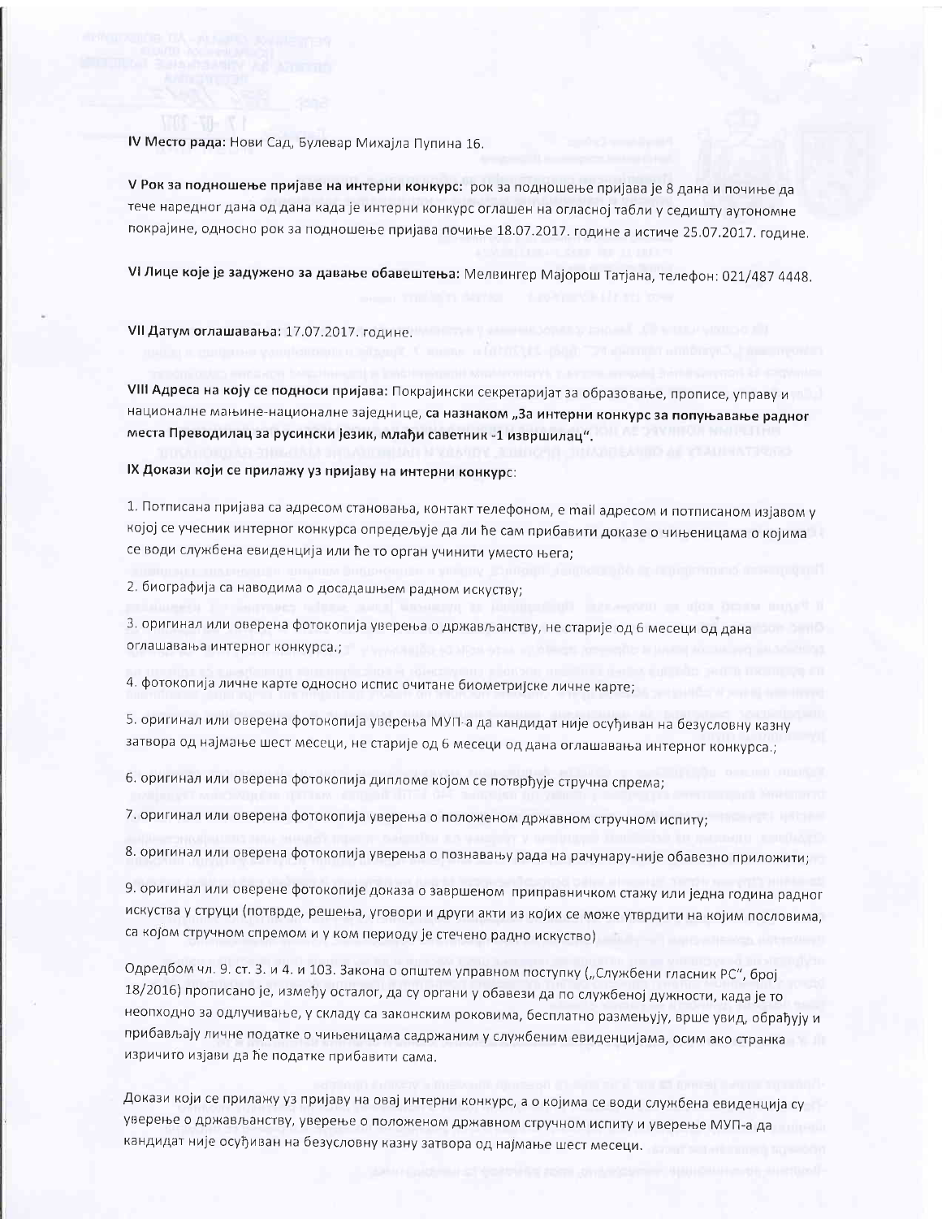**IV Место рада:** Нови Сад, Булевар Михајла Пупина 16.

**V Рок за подношење пријаве на интерни конкурс:** рок за подношење пријава је 8 дана и почиње да тече наредног дана од дана када је интерни конкурс оглашен на огласној табли у седишту аутономне покрајине, односно рок за подношење пријава почиње 18.07.2017. године а истиче 25.07.2017. године.

**VI Лице које је задужено за давање обавештења:** Мелвингер Мајорош Татјана, телефон: 021/487 4448.

**VII Датум оглашавања:** 17.07.2017. године.

**VIII Адреса на коју се подноси пријава:** Покрајински секретаријат за образовање, прописе, управу и националне мањине-националне заједнице, **са назнаком „За интерни конкурс за попуњавање радног места Преводилац за русински језик, млађи саветник -1 извршилац".**

**IX Докази који се прилажу уз пријаву на интерни конкурс:**

1. Потписана пријава са адресом становања, контакт телефоном, е mail адресом и потписаном изјавом у којој се учесник интерног конкурса опредељује да ли ће сам прибавити доказе о чињеницама о којима се води службена евиденција или ће то орган учинити уместо њега;

2. биографија са наводима о досадашњем радном искуству;

3. оригинал или оверена фотокопија уверења о држављанству, не старије од 6 месеци од дана оглашавања интерног конкурса.;

4. фотокопија личне карте односно испис очитане биометријске личне карте;

5. оригинал или оверена фотокопија уверења МУП-а да кандидат није осуђиван на безусловну казну затвора од најмање шест месеци, не старије од 6 месеци од дана оглашавања интерног конкурса.;

6. оригинал или оверена фотокопија дипломе којом се потврђује стручна спрема;

7. оригинал или оверена фотокопија уверења о положеном државном стручном испиту;

8. оригинал или оверена фотокопија уверења о познавању рада на рачунару-није обавезно приложити;

9. оригинал или оверене фотокопије доказа о завршеном приправничком стажу или једна година радног искуства у струци (потврде, решења, уговори и други акти из којих се може утврдити на којим пословима, са којом стручном спремом и у ком периоду је стечено радно искуство)

Одредбом чл. 9. ст. 3. и 4. и 103. Закона о општем управном поступку („Службени гласник РС", број 18/2016) прописано је, између осталог, да су органи у обавези да по службеној дужности, када је то неопходно за одлучивање, у складу са законским роковима, бесплатно размењују, врше увид, обрађују и прибављају личне податке о чињеницама садржаним у службеним евиденцијама, осим ако странка изричито изјави да ће податке прибавити сама.

Докази који се прилажу уз пријаву на овај интерни конкурс, а о којима се води службена евиденција су уверење о држављанству, уверење о положеном државном стручном испиту и уверење МУП-а да кандидат није осуђиван на безусловну казну затвора од најмање шест месеци.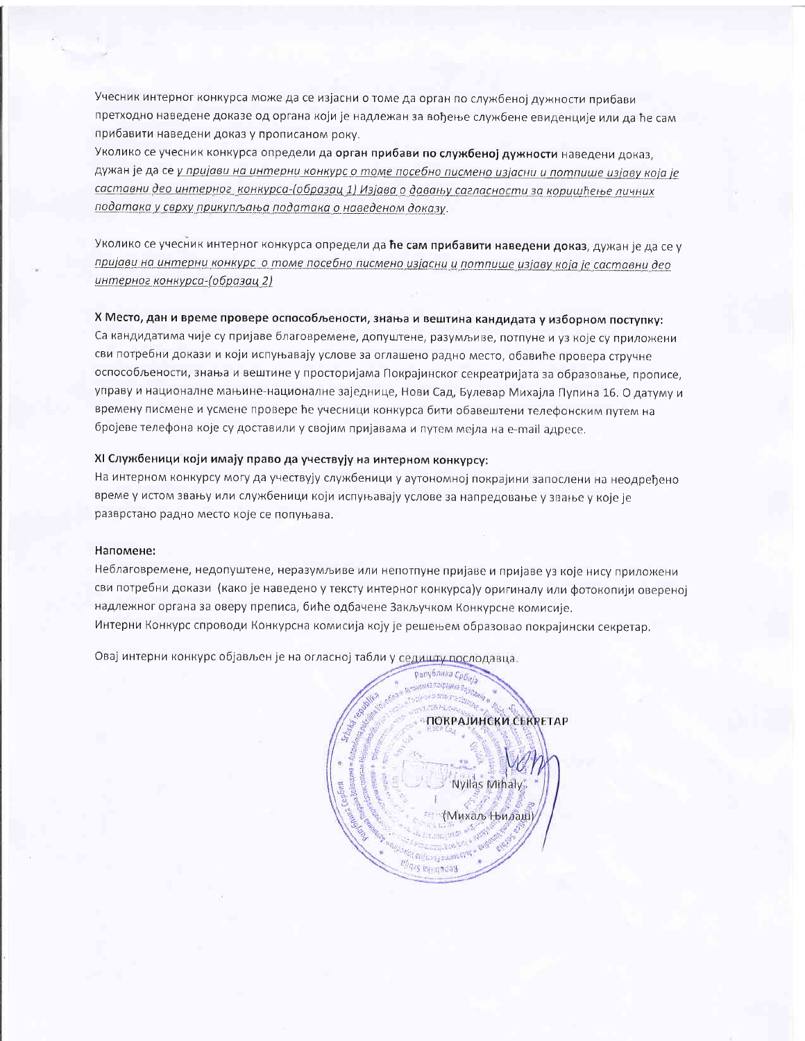Учесник интерног конкурса може да се изјасни о томе да орган по службеној дужности прибави претходно наведене доказе од органа који је надлежан за вођење службене евиденције или да ће сам прибавити наведени доказ у прописаном року.

Уколико се учесник конкурса определи да **орган прибави по службеној дужности** наведени доказ, дужан је да се *у пријави на интерни конкурс о томе посебно писмено изјасни и потпише изјаву која је саставни део интерног конкурса-(образац 1) Изјава о давању сагласности за коришћење личних података у сврху прикупљања података о наведеном доказу*.

Уколико се учесник интерног конкурса определи да **ће сам прибавити наведени доказ**, дужан је да се у *пријави на интерни конкурс о томе посебно писмено изјасни и потпише изјаву која је саставни део интерног конкурса-(образац 2)*

**X Место, дан и време провере оспособљености, знања и вештина кандидата у изборном поступку:**

Са кандидатима чије су пријаве благовремене, допуштене, разумљиве, потпуне и уз које су приложени сви потребни докази и који испуњавају услове за оглашено радно место, обавиће провера стручне оспособљености, знања и вештине у просторијама Покрајинског секреатријата за образовање, прописе, управу и националне мањине-националне заједнице, Нови Сад, Булевар Михајла Пупина 16. О датуму и времену писмене и усмене провере ће учесници конкурса бити обавештени телефонским путем на бројеве телефона које су доставили у својим пријавама и путем мејла на e-mail адресе.

**XI Службеници који имају право да учествују на интерном конкурсу:**

На интерном конкурсу могу да учествују службеници у аутономној покрајини запослени на неодређено време у истом звању или службеници који испуњавају услове за напредовање у звање у које је разврстано радно место које се попуњава.

**Напомене:**

Неблаговремене, недопуштене, неразумљиве или непотпуне пријаве и пријаве уз које нису приложени сви потребни докази (како је наведено у тексту интерног конкурса)у оригиналу или фотокопији овереној надлежног органа за оверу преписа, биће одбачене Закључком Конкурсне комисије.
Интерни Конкурс спроводи Конкурсна комисија коју је решењем образовао покрајински секретар.

Овај интерни конкурс објављен је на огласној табли у седишту послодавца.

ПОКРАЈИНСКИ СЕКРЕТАР

Nyilas Mihály

(Михаљ Њилаш)